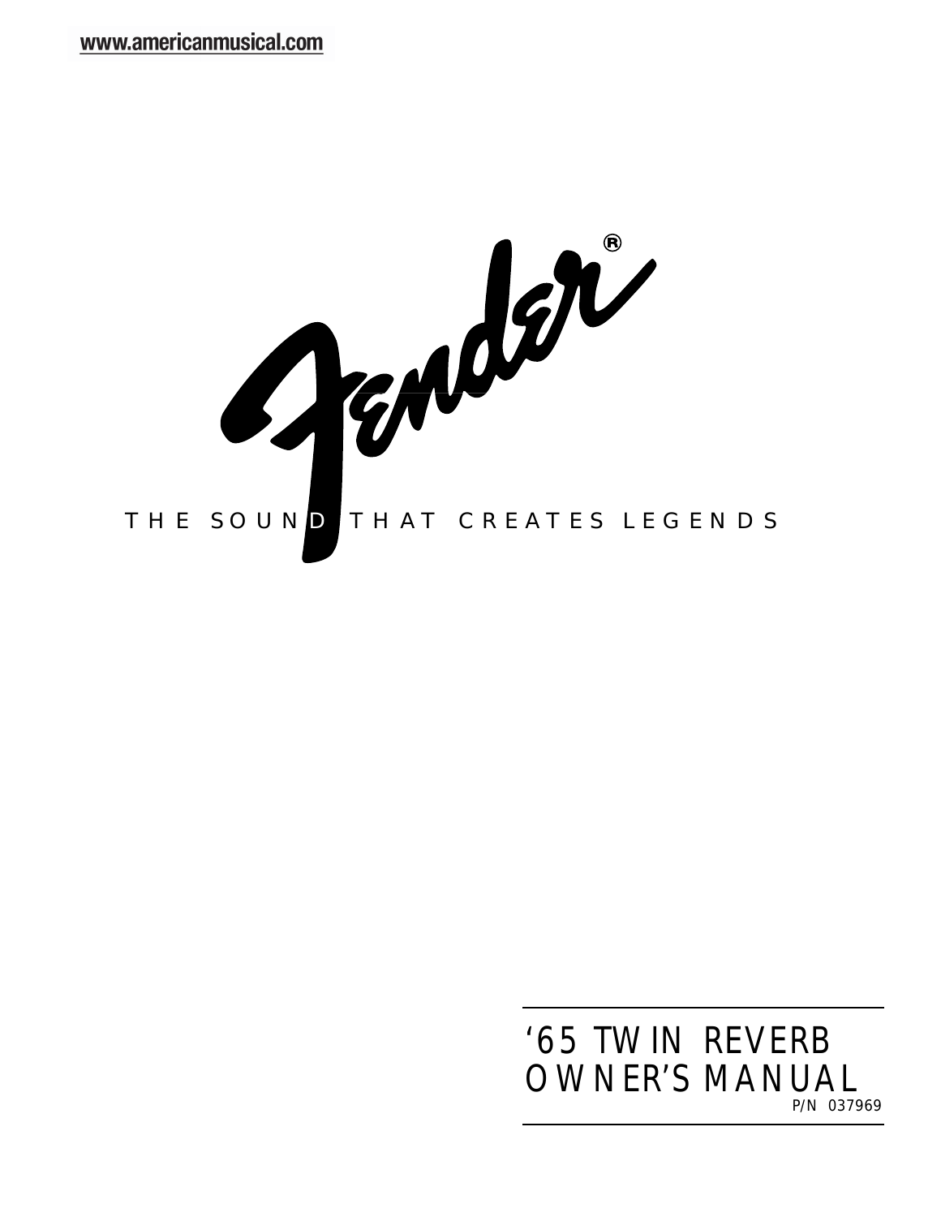www.americanmusical.com

Fender®

THE SOUND THAT CREATES LEGENDS

# '65 TWIN REVERB OWNER'S MANUAL

P/N 037969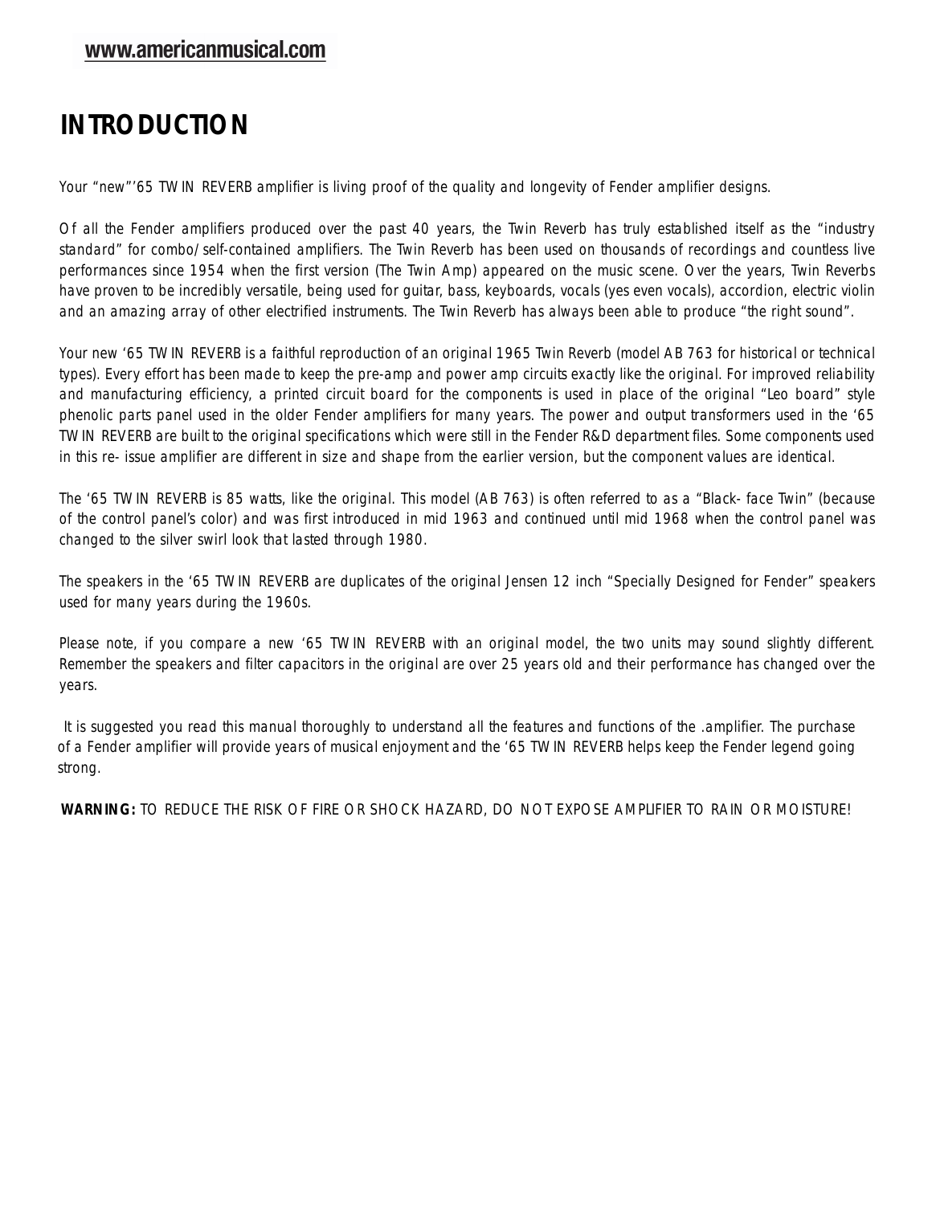# INTRODUCTION

Your "new"'65 TWIN REVERB amplifier is living proof of the quality and longevity of Fender amplifier designs.

Of all the Fender amplifiers produced over the past 40 years, the Twin Reverb has truly established itself as the "industry standard" for combo/self-contained amplifiers. The Twin Reverb has been used on thousands of recordings and countless live performances since 1954 when the first version (The Twin Amp) appeared on the music scene. Over the years, Twin Reverbs have proven to be incredibly versatile, being used for guitar, bass, keyboards, vocals (yes even vocals), accordion, electric violin and an amazing array of other electrified instruments. The Twin Reverb has always been able to produce "the right sound".

Your new '65 TWIN REVERB is a faithful reproduction of an original 1965 Twin Reverb (model AB 763 for historical or technical types). Every effort has been made to keep the pre-amp and power amp circuits exactly like the original. For improved reliability and manufacturing efficiency, a printed circuit board for the components is used in place of the original "Leo board" style phenolic parts panel used in the older Fender amplifiers for many years. The power and output transformers used in the '65 TWIN REVERB are built to the original specifications which were still in the Fender R&D department files. Some components used in this re- issue amplifier are different in size and shape from the earlier version, but the component values are identical.

The '65 TWIN REVERB is 85 watts, like the original. This model (AB 763) is often referred to as a "Black- face Twin" (because of the control panel's color) and was first introduced in mid 1963 and continued until mid 1968 when the control panel was changed to the silver swirl look that lasted through 1980.

The speakers in the '65 TWIN REVERB are duplicates of the original Jensen 12 inch "Specially Designed for Fender" speakers used for many years during the 1960s.

Please note, if you compare a new '65 TWIN REVERB with an original model, the two units may sound slightly different. Remember the speakers and filter capacitors in the original are over 25 years old and their performance has changed over the years.

It is suggested you read this manual thoroughly to understand all the features and functions of the .amplifier. The purchase of a Fender amplifier will provide years of musical enjoyment and the '65 TWIN REVERB helps keep the Fender legend going strong.

**WARNING:** TO REDUCE THE RISK OF FIRE OR SHOCK HAZARD, DO NOT EXPOSE AMPLIFIER TO RAIN OR MOISTURE!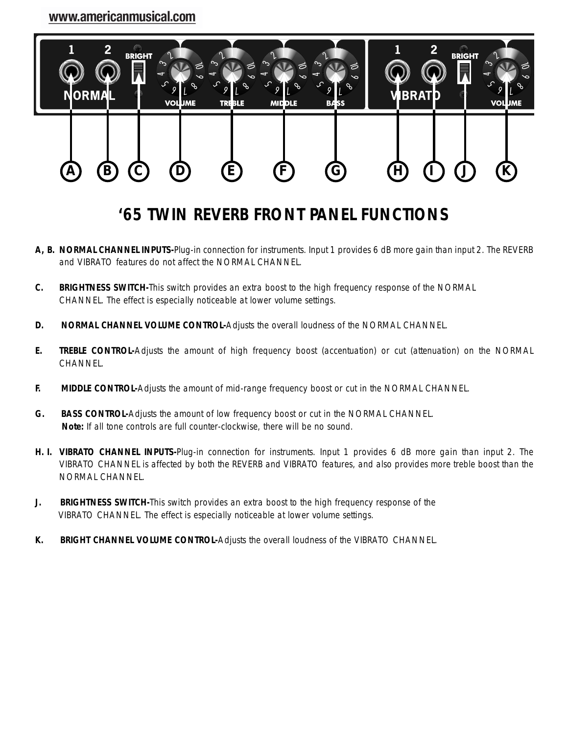www.americanmusical.com

# '65 TWIN REVERB FRONT PANEL FUNCTIONS

**A, B. NORMAL CHANNEL INPUTS-**Plug-in connection for instruments. Input 1 provides 6 dB more gain than input 2. The REVERB and VIBRATO features do not affect the NORMAL CHANNEL.

**C. BRIGHTNESS SWITCH-**This switch provides an extra boost to the high frequency response of the NORMAL CHANNEL. The effect is especially noticeable at lower volume settings.

**D. NORMAL CHANNEL VOLUME CONTROL-**Adjusts the overall loudness of the NORMAL CHANNEL.

**E. TREBLE CONTROL-**Adjusts the amount of high frequency boost (accentuation) or cut (attenuation) on the NORMAL CHANNEL.

**F. MIDDLE CONTROL-**Adjusts the amount of mid-range frequency boost or cut in the NORMAL CHANNEL.

**G. BASS CONTROL-**Adjusts the amount of low frequency boost or cut in the NORMAL CHANNEL.
**Note:** If all tone controls are full counter-clockwise, there will be no sound.

**H. I. VIBRATO CHANNEL INPUTS-**Plug-in connection for instruments. Input 1 provides 6 dB more gain than input 2. The VIBRATO CHANNEL is affected by both the REVERB and VIBRATO features, and also provides more treble boost than the NORMAL CHANNEL.

**J. BRIGHTNESS SWITCH-**This switch provides an extra boost to the high frequency response of the VIBRATO CHANNEL. The effect is especially noticeable at lower volume settings.

**K. BRIGHT CHANNEL VOLUME CONTROL-**Adjusts the overall loudness of the VIBRATO CHANNEL.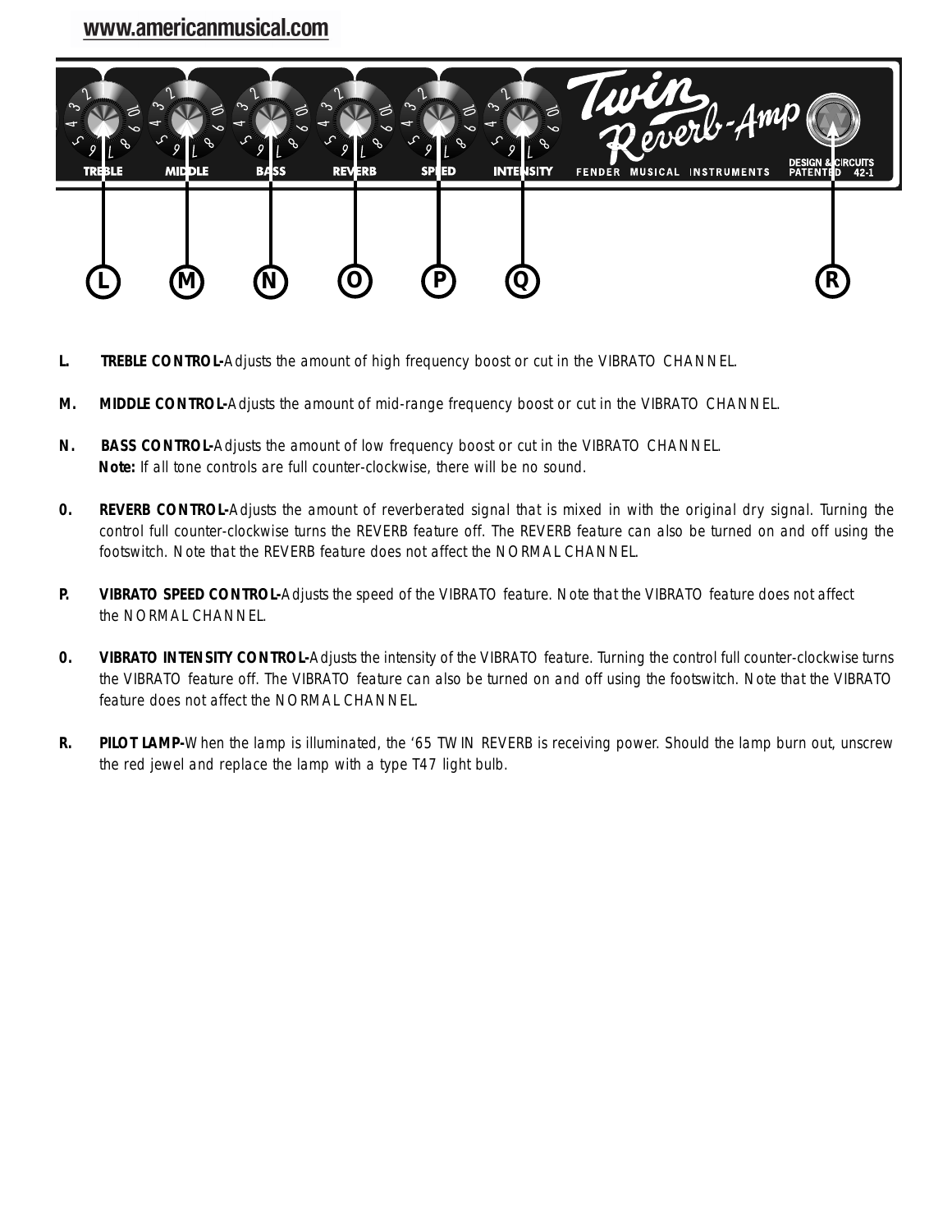www.americanmusical.com

**L. TREBLE CONTROL-**Adjusts the amount of high frequency boost or cut in the VIBRATO CHANNEL.

**M. MIDDLE CONTROL-**Adjusts the amount of mid-range frequency boost or cut in the VIBRATO CHANNEL.

**N. BASS CONTROL-**Adjusts the amount of low frequency boost or cut in the VIBRATO CHANNEL.
**Note:** If all tone controls are full counter-clockwise, there will be no sound.

**0. REVERB CONTROL-**Adjusts the amount of reverberated signal that is mixed in with the original dry signal. Turning the control full counter-clockwise turns the REVERB feature off. The REVERB feature can also be turned on and off using the footswitch. Note that the REVERB feature does not affect the NORMAL CHANNEL.

**P. VIBRATO SPEED CONTROL-**Adjusts the speed of the VIBRATO feature. Note that the VIBRATO feature does not affect the NORMAL CHANNEL.

**0. VIBRATO INTENSITY CONTROL-**Adjusts the intensity of the VIBRATO feature. Turning the control full counter-clockwise turns the VIBRATO feature off. The VIBRATO feature can also be turned on and off using the footswitch. Note that the VIBRATO feature does not affect the NORMAL CHANNEL.

**R. PILOT LAMP-**When the lamp is illuminated, the '65 TWIN REVERB is receiving power. Should the lamp burn out, unscrew the red jewel and replace the lamp with a type T47 light bulb.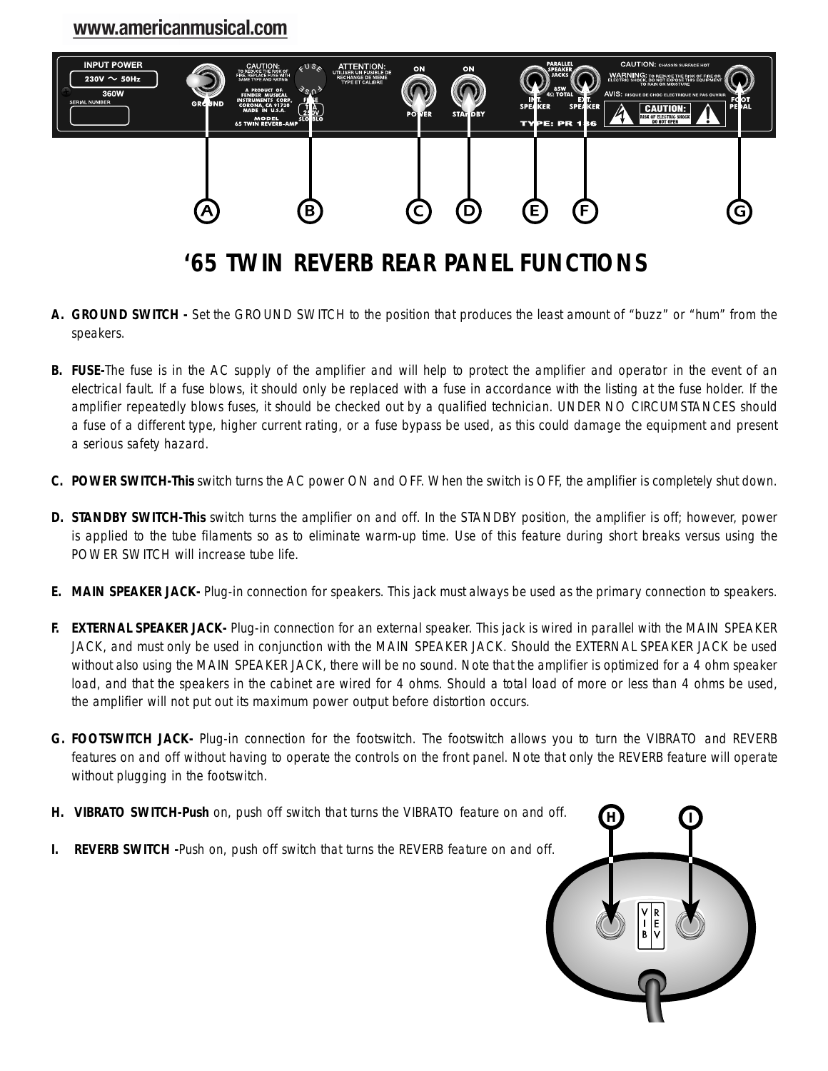# '65 TWIN REVERB REAR PANEL FUNCTIONS

**A. GROUND SWITCH -** Set the GROUND SWITCH to the position that produces the least amount of "buzz" or "hum" from the speakers.

**B. FUSE-**The fuse is in the AC supply of the amplifier and will help to protect the amplifier and operator in the event of an electrical fault. If a fuse blows, it should only be replaced with a fuse in accordance with the listing at the fuse holder. If the amplifier repeatedly blows fuses, it should be checked out by a qualified technician. UNDER NO CIRCUMSTANCES should a fuse of a different type, higher current rating, or a fuse bypass be used, as this could damage the equipment and present a serious safety hazard.

**C. POWER SWITCH-This** switch turns the AC power ON and OFF. When the switch is OFF, the amplifier is completely shut down.

**D. STANDBY SWITCH-This** switch turns the amplifier on and off. In the STANDBY position, the amplifier is off; however, power is applied to the tube filaments so as to eliminate warm-up time. Use of this feature during short breaks versus using the POWER SWITCH will increase tube life.

**E. MAIN SPEAKER JACK-** Plug-in connection for speakers. This jack must always be used as the primary connection to speakers.

**F. EXTERNAL SPEAKER JACK-** Plug-in connection for an external speaker. This jack is wired in parallel with the MAIN SPEAKER JACK, and must only be used in conjunction with the MAIN SPEAKER JACK. Should the EXTERNAL SPEAKER JACK be used without also using the MAIN SPEAKER JACK, there will be no sound. Note that the amplifier is optimized for a 4 ohm speaker load, and that the speakers in the cabinet are wired for 4 ohms. Should a total load of more or less than 4 ohms be used, the amplifier will not put out its maximum power output before distortion occurs.

**G. FOOTSWITCH JACK-** Plug-in connection for the footswitch. The footswitch allows you to turn the VIBRATO and REVERB features on and off without having to operate the controls on the front panel. Note that only the REVERB feature will operate without plugging in the footswitch.

**H. VIBRATO SWITCH-Push** on, push off switch that turns the VIBRATO feature on and off.

**I. REVERB SWITCH -**Push on, push off switch that turns the REVERB feature on and off.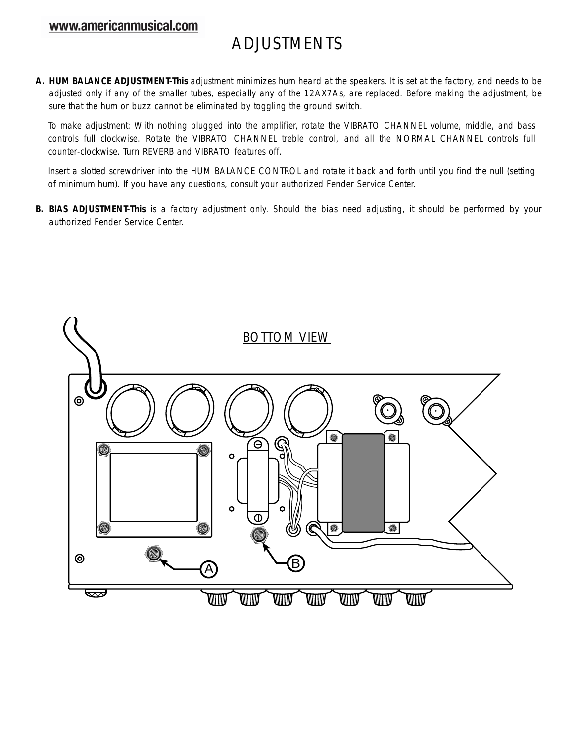# ADJUSTMENTS

**A. HUM BALANCE ADJUSTMENT-This** adjustment minimizes hum heard at the speakers. It is set at the factory, and needs to be adjusted only if any of the smaller tubes, especially any of the 12AX7As, are replaced. Before making the adjustment, be sure that the hum or buzz cannot be eliminated by toggling the ground switch.

To make adjustment: With nothing plugged into the amplifier, rotate the VIBRATO CHANNEL volume, middle, and bass controls full clockwise. Rotate the VIBRATO CHANNEL treble control, and all the NORMAL CHANNEL controls full counter-clockwise. Turn REVERB and VIBRATO features off.

Insert a slotted screwdriver into the HUM BALANCE CONTROL and rotate it back and forth until you find the null (setting of minimum hum). If you have any questions, consult your authorized Fender Service Center.

**B. BIAS ADJUSTMENT-This** is a factory adjustment only. Should the bias need adjusting, it should be performed by your authorized Fender Service Center.

BOTTOM VIEW

A

B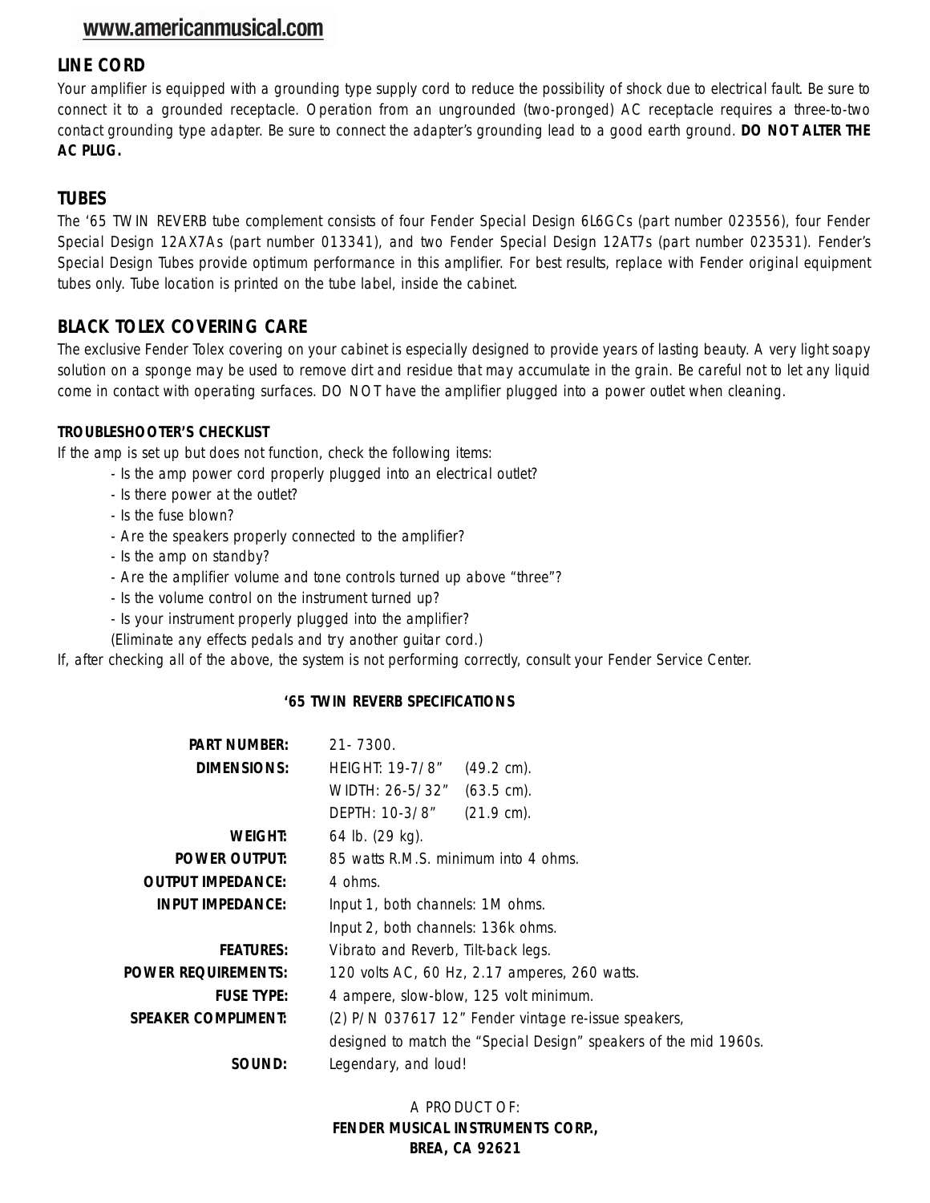www.americanmusical.com

## LINE CORD

Your amplifier is equipped with a grounding type supply cord to reduce the possibility of shock due to electrical fault. Be sure to connect it to a grounded receptacle. Operation from an ungrounded (two-pronged) AC receptacle requires a three-to-two contact grounding type adapter. Be sure to connect the adapter's grounding lead to a good earth ground. **DO NOT ALTER THE AC PLUG.**

## TUBES

The '65 TWIN REVERB tube complement consists of four Fender Special Design 6L6GCs (part number 023556), four Fender Special Design 12AX7As (part number 013341), and two Fender Special Design 12AT7s (part number 023531). Fender's Special Design Tubes provide optimum performance in this amplifier. For best results, replace with Fender original equipment tubes only. Tube location is printed on the tube label, inside the cabinet.

## BLACK TOLEX COVERING CARE

The exclusive Fender Tolex covering on your cabinet is especially designed to provide years of lasting beauty. A very light soapy solution on a sponge may be used to remove dirt and residue that may accumulate in the grain. Be careful not to let any liquid come in contact with operating surfaces. DO NOT have the amplifier plugged into a power outlet when cleaning.

### TROUBLESHOOTER'S CHECKLIST

If the amp is set up but does not function, check the following items:

- Is the amp power cord properly plugged into an electrical outlet?
- Is there power at the outlet?
- Is the fuse blown?
- Are the speakers properly connected to the amplifier?
- Is the amp on standby?
- Are the amplifier volume and tone controls turned up above "three"?
- Is the volume control on the instrument turned up?
- Is your instrument properly plugged into the amplifier?

(Eliminate any effects pedals and try another guitar cord.)

If, after checking all of the above, the system is not performing correctly, consult your Fender Service Center.

### '65 TWIN REVERB SPECIFICATIONS

| | |
|---|---|
| **PART NUMBER:** | 21-7300. |
| **DIMENSIONS:** | HEIGHT: 19-7/8" (49.2 cm). |
| | WIDTH: 26-5/32" (63.5 cm). |
| | DEPTH: 10-3/8" (21.9 cm). |
| **WEIGHT:** | 64 lb. (29 kg). |
| **POWER OUTPUT:** | 85 watts R.M.S. minimum into 4 ohms. |
| **OUTPUT IMPEDANCE:** | 4 ohms. |
| **INPUT IMPEDANCE:** | Input 1, both channels: 1M ohms. |
| | Input 2, both channels: 136k ohms. |
| **FEATURES:** | Vibrato and Reverb, Tilt-back legs. |
| **POWER REQUIREMENTS:** | 120 volts AC, 60 Hz, 2.17 amperes, 260 watts. |
| **FUSE TYPE:** | 4 ampere, slow-blow, 125 volt minimum. |
| **SPEAKER COMPLIMENT:** | (2) P/N 037617 12" Fender vintage re-issue speakers, |
| | designed to match the "Special Design" speakers of the mid 1960s. |
| **SOUND:** | Legendary, and loud! |

A PRODUCT OF:

**FENDER MUSICAL INSTRUMENTS CORP.,**

**BREA, CA 92621**